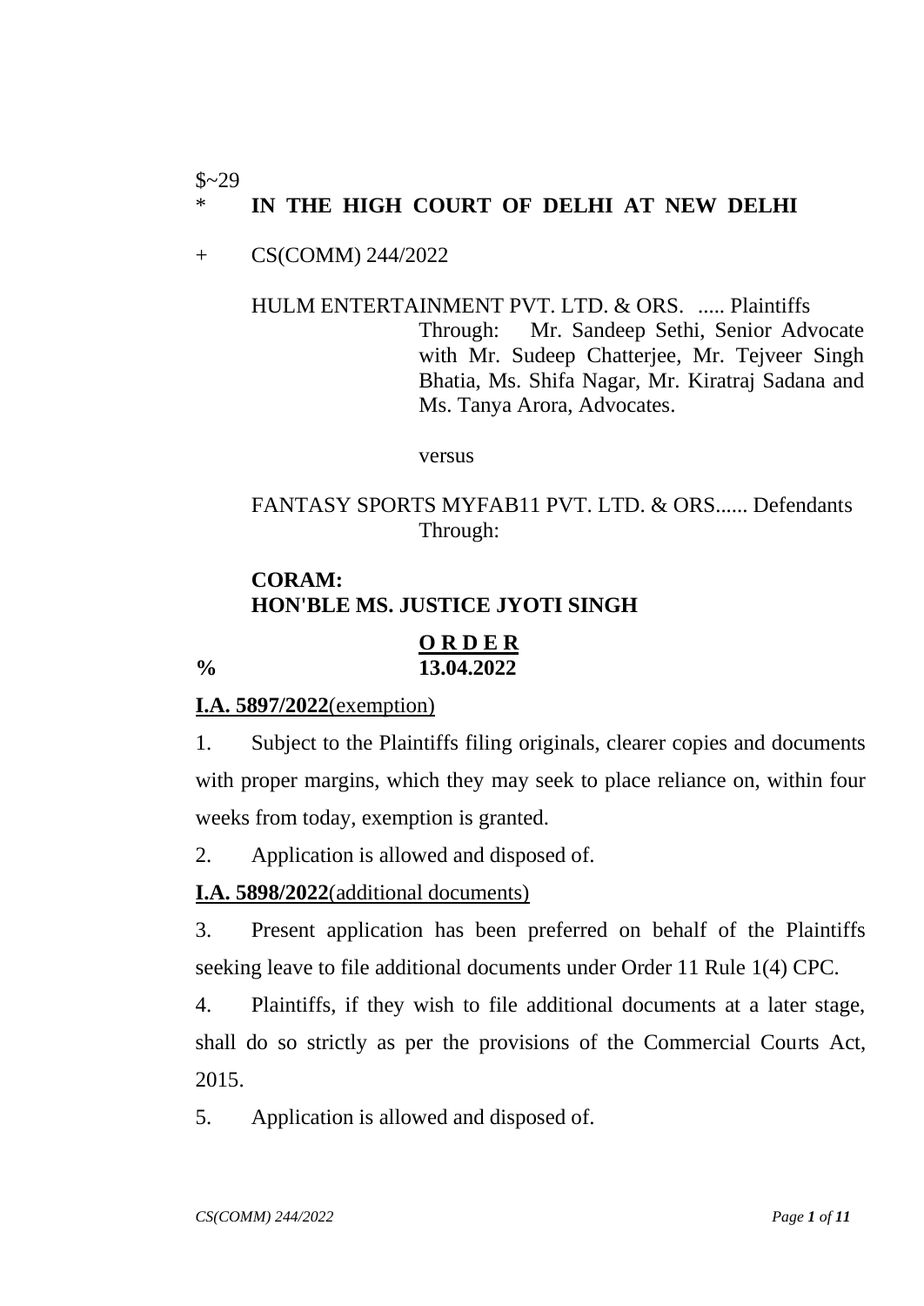$~29

\* **IN THE HIGH COURT OF DELHI AT NEW DELHI**

\+ CS(COMM) 244/2022

HULM ENTERTAINMENT PVT. LTD. & ORS. ..... Plaintiffs
Through: Mr. Sandeep Sethi, Senior Advocate with Mr. Sudeep Chatterjee, Mr. Tejveer Singh Bhatia, Ms. Shifa Nagar, Mr. Kiratraj Sadana and Ms. Tanya Arora, Advocates.

versus

FANTASY SPORTS MYFAB11 PVT. LTD. & ORS...... Defendants
Through:

**CORAM:**
**HON'BLE MS. JUSTICE JYOTI SINGH**

**O R D E R**

% **13.04.2022**

**I.A. 5897/2022**(exemption)

1. Subject to the Plaintiffs filing originals, clearer copies and documents with proper margins, which they may seek to place reliance on, within four weeks from today, exemption is granted.

2. Application is allowed and disposed of.

**I.A. 5898/2022**(additional documents)

3. Present application has been preferred on behalf of the Plaintiffs seeking leave to file additional documents under Order 11 Rule 1(4) CPC.

4. Plaintiffs, if they wish to file additional documents at a later stage, shall do so strictly as per the provisions of the Commercial Courts Act, 2015.

5. Application is allowed and disposed of.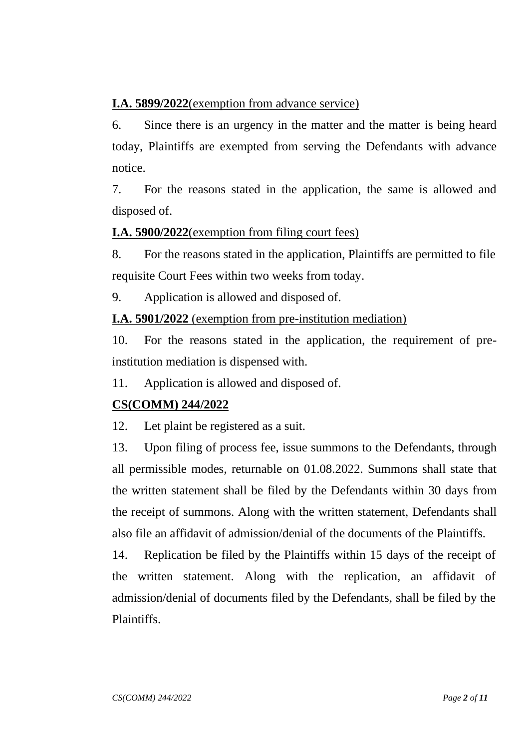**<u>I.A. 5899/2022</u>**<u>(exemption from advance service)</u>

6. Since there is an urgency in the matter and the matter is being heard today, Plaintiffs are exempted from serving the Defendants with advance notice.

7. For the reasons stated in the application, the same is allowed and disposed of.

**<u>I.A. 5900/2022</u>**<u>(exemption from filing court fees)</u>

8. For the reasons stated in the application, Plaintiffs are permitted to file requisite Court Fees within two weeks from today.

9. Application is allowed and disposed of.

**<u>I.A. 5901/2022</u>** <u>(exemption from pre-institution mediation)</u>

10. For the reasons stated in the application, the requirement of pre-institution mediation is dispensed with.

11. Application is allowed and disposed of.

**<u>CS(COMM) 244/2022</u>**

12. Let plaint be registered as a suit.

13. Upon filing of process fee, issue summons to the Defendants, through all permissible modes, returnable on 01.08.2022. Summons shall state that the written statement shall be filed by the Defendants within 30 days from the receipt of summons. Along with the written statement, Defendants shall also file an affidavit of admission/denial of the documents of the Plaintiffs.

14. Replication be filed by the Plaintiffs within 15 days of the receipt of the written statement. Along with the replication, an affidavit of admission/denial of documents filed by the Defendants, shall be filed by the Plaintiffs.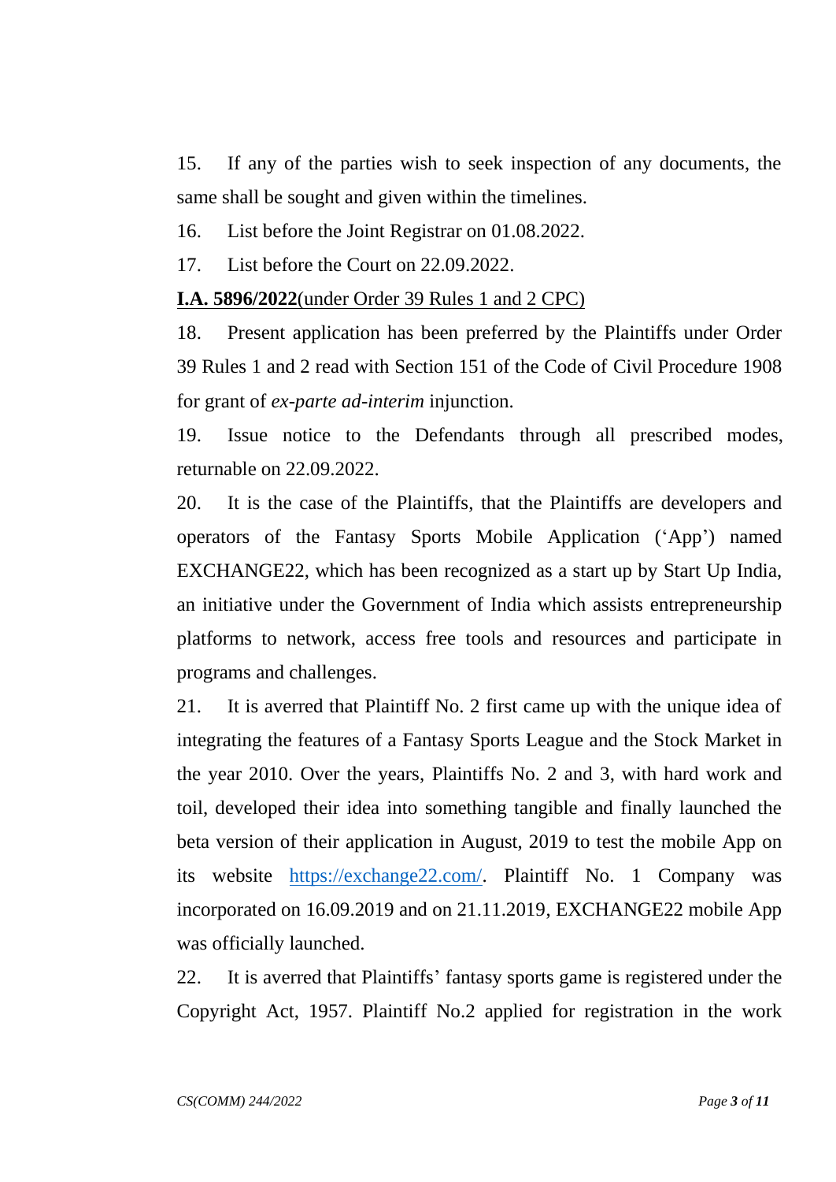15. If any of the parties wish to seek inspection of any documents, the same shall be sought and given within the timelines.

16. List before the Joint Registrar on 01.08.2022.

17. List before the Court on 22.09.2022.

**I.A. 5896/2022**(under Order 39 Rules 1 and 2 CPC)

18. Present application has been preferred by the Plaintiffs under Order 39 Rules 1 and 2 read with Section 151 of the Code of Civil Procedure 1908 for grant of *ex-parte ad-interim* injunction.

19. Issue notice to the Defendants through all prescribed modes, returnable on 22.09.2022.

20. It is the case of the Plaintiffs, that the Plaintiffs are developers and operators of the Fantasy Sports Mobile Application ('App') named EXCHANGE22, which has been recognized as a start up by Start Up India, an initiative under the Government of India which assists entrepreneurship platforms to network, access free tools and resources and participate in programs and challenges.

21. It is averred that Plaintiff No. 2 first came up with the unique idea of integrating the features of a Fantasy Sports League and the Stock Market in the year 2010. Over the years, Plaintiffs No. 2 and 3, with hard work and toil, developed their idea into something tangible and finally launched the beta version of their application in August, 2019 to test the mobile App on its website https://exchange22.com/. Plaintiff No. 1 Company was incorporated on 16.09.2019 and on 21.11.2019, EXCHANGE22 mobile App was officially launched.

22. It is averred that Plaintiffs' fantasy sports game is registered under the Copyright Act, 1957. Plaintiff No.2 applied for registration in the work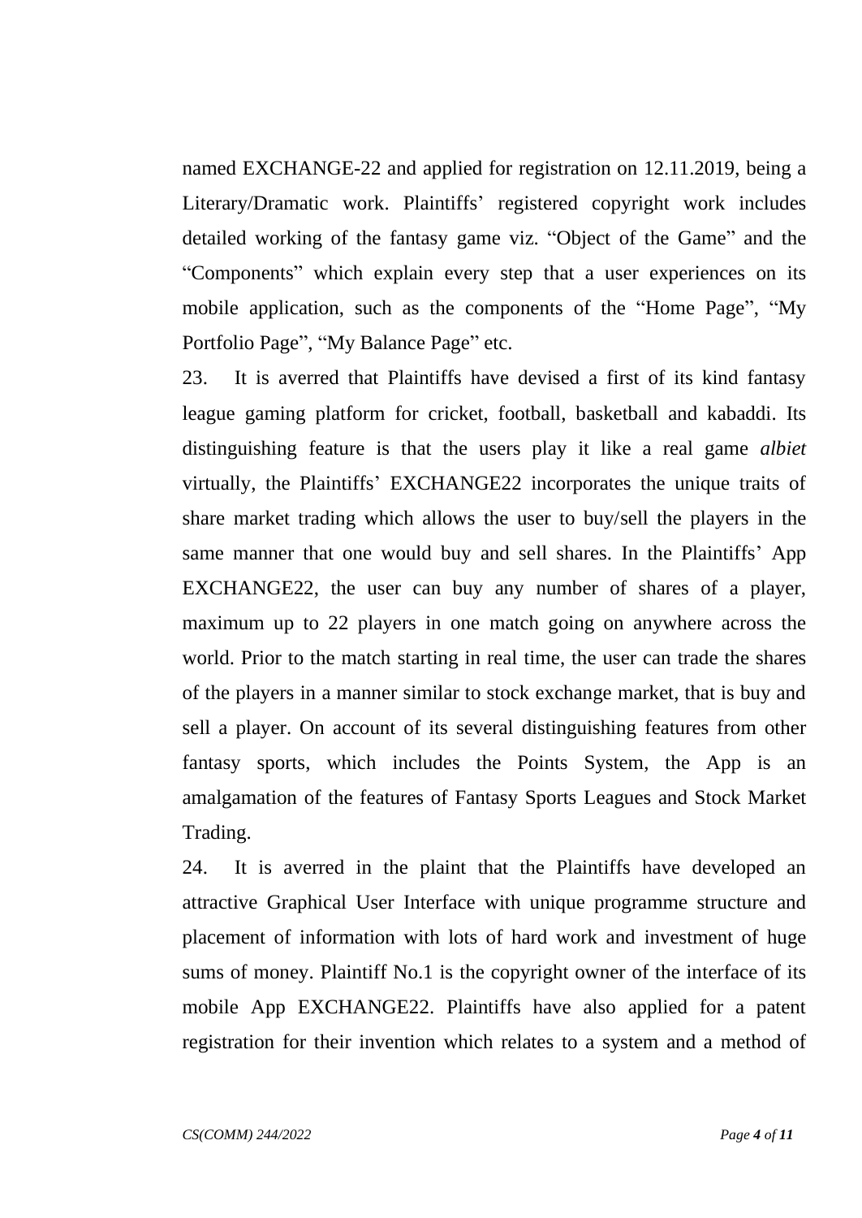named EXCHANGE-22 and applied for registration on 12.11.2019, being a Literary/Dramatic work. Plaintiffs' registered copyright work includes detailed working of the fantasy game viz. "Object of the Game" and the "Components" which explain every step that a user experiences on its mobile application, such as the components of the "Home Page", "My Portfolio Page", "My Balance Page" etc.

23. It is averred that Plaintiffs have devised a first of its kind fantasy league gaming platform for cricket, football, basketball and kabaddi. Its distinguishing feature is that the users play it like a real game *albiet* virtually, the Plaintiffs' EXCHANGE22 incorporates the unique traits of share market trading which allows the user to buy/sell the players in the same manner that one would buy and sell shares. In the Plaintiffs' App EXCHANGE22, the user can buy any number of shares of a player, maximum up to 22 players in one match going on anywhere across the world. Prior to the match starting in real time, the user can trade the shares of the players in a manner similar to stock exchange market, that is buy and sell a player. On account of its several distinguishing features from other fantasy sports, which includes the Points System, the App is an amalgamation of the features of Fantasy Sports Leagues and Stock Market Trading.

24. It is averred in the plaint that the Plaintiffs have developed an attractive Graphical User Interface with unique programme structure and placement of information with lots of hard work and investment of huge sums of money. Plaintiff No.1 is the copyright owner of the interface of its mobile App EXCHANGE22. Plaintiffs have also applied for a patent registration for their invention which relates to a system and a method of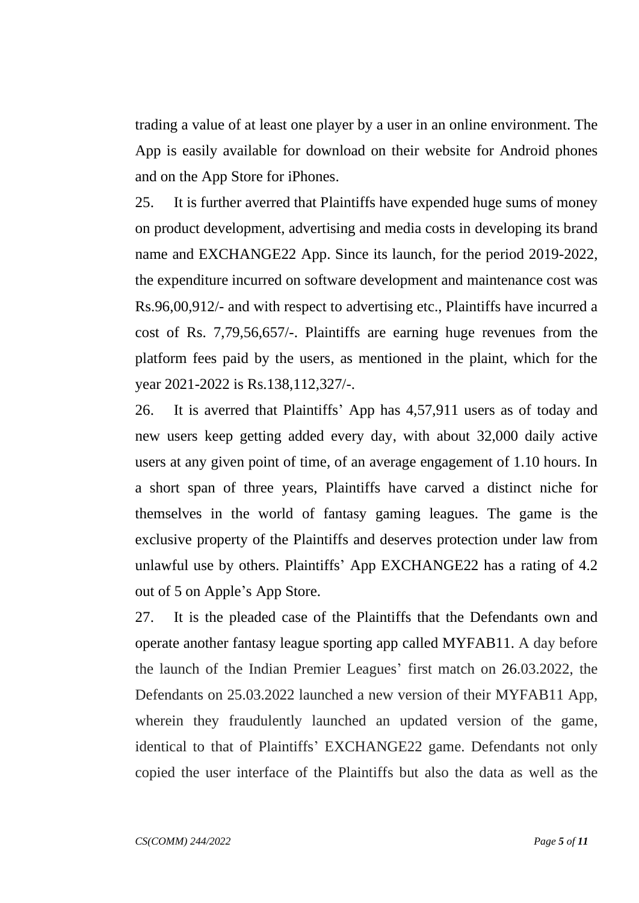trading a value of at least one player by a user in an online environment. The App is easily available for download on their website for Android phones and on the App Store for iPhones.

25. It is further averred that Plaintiffs have expended huge sums of money on product development, advertising and media costs in developing its brand name and EXCHANGE22 App. Since its launch, for the period 2019-2022, the expenditure incurred on software development and maintenance cost was Rs.96,00,912/- and with respect to advertising etc., Plaintiffs have incurred a cost of Rs. 7,79,56,657/-. Plaintiffs are earning huge revenues from the platform fees paid by the users, as mentioned in the plaint, which for the year 2021-2022 is Rs.138,112,327/-.

26. It is averred that Plaintiffs' App has 4,57,911 users as of today and new users keep getting added every day, with about 32,000 daily active users at any given point of time, of an average engagement of 1.10 hours. In a short span of three years, Plaintiffs have carved a distinct niche for themselves in the world of fantasy gaming leagues. The game is the exclusive property of the Plaintiffs and deserves protection under law from unlawful use by others. Plaintiffs' App EXCHANGE22 has a rating of 4.2 out of 5 on Apple's App Store.

27. It is the pleaded case of the Plaintiffs that the Defendants own and operate another fantasy league sporting app called MYFAB11. A day before the launch of the Indian Premier Leagues' first match on 26.03.2022, the Defendants on 25.03.2022 launched a new version of their MYFAB11 App, wherein they fraudulently launched an updated version of the game, identical to that of Plaintiffs' EXCHANGE22 game. Defendants not only copied the user interface of the Plaintiffs but also the data as well as the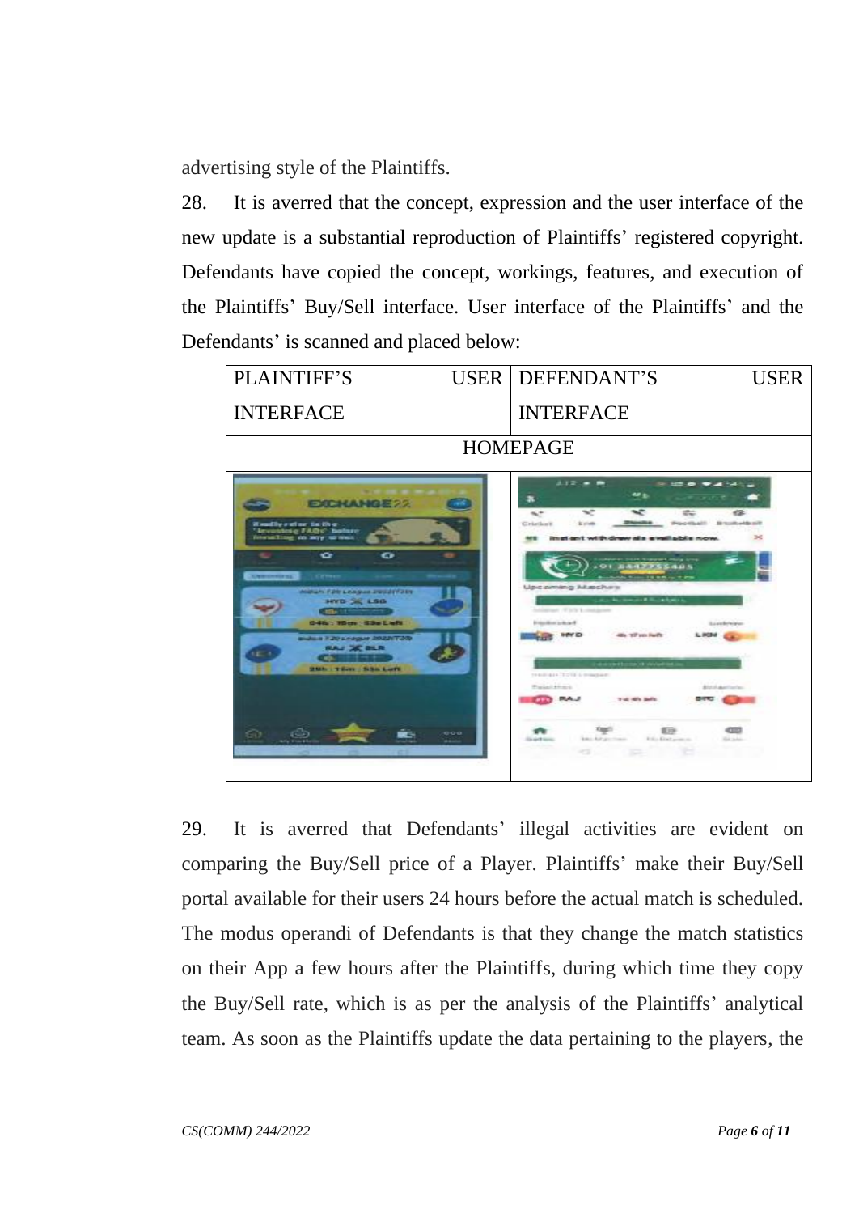advertising style of the Plaintiffs.

28. It is averred that the concept, expression and the user interface of the new update is a substantial reproduction of Plaintiffs' registered copyright. Defendants have copied the concept, workings, features, and execution of the Plaintiffs' Buy/Sell interface. User interface of the Plaintiffs' and the Defendants' is scanned and placed below:

| PLAINTIFF'S USER INTERFACE | DEFENDANT'S USER INTERFACE |
|---|---|
| HOMEPAGE | |
| | |

29. It is averred that Defendants' illegal activities are evident on comparing the Buy/Sell price of a Player. Plaintiffs' make their Buy/Sell portal available for their users 24 hours before the actual match is scheduled. The modus operandi of Defendants is that they change the match statistics on their App a few hours after the Plaintiffs, during which time they copy the Buy/Sell rate, which is as per the analysis of the Plaintiffs' analytical team. As soon as the Plaintiffs update the data pertaining to the players, the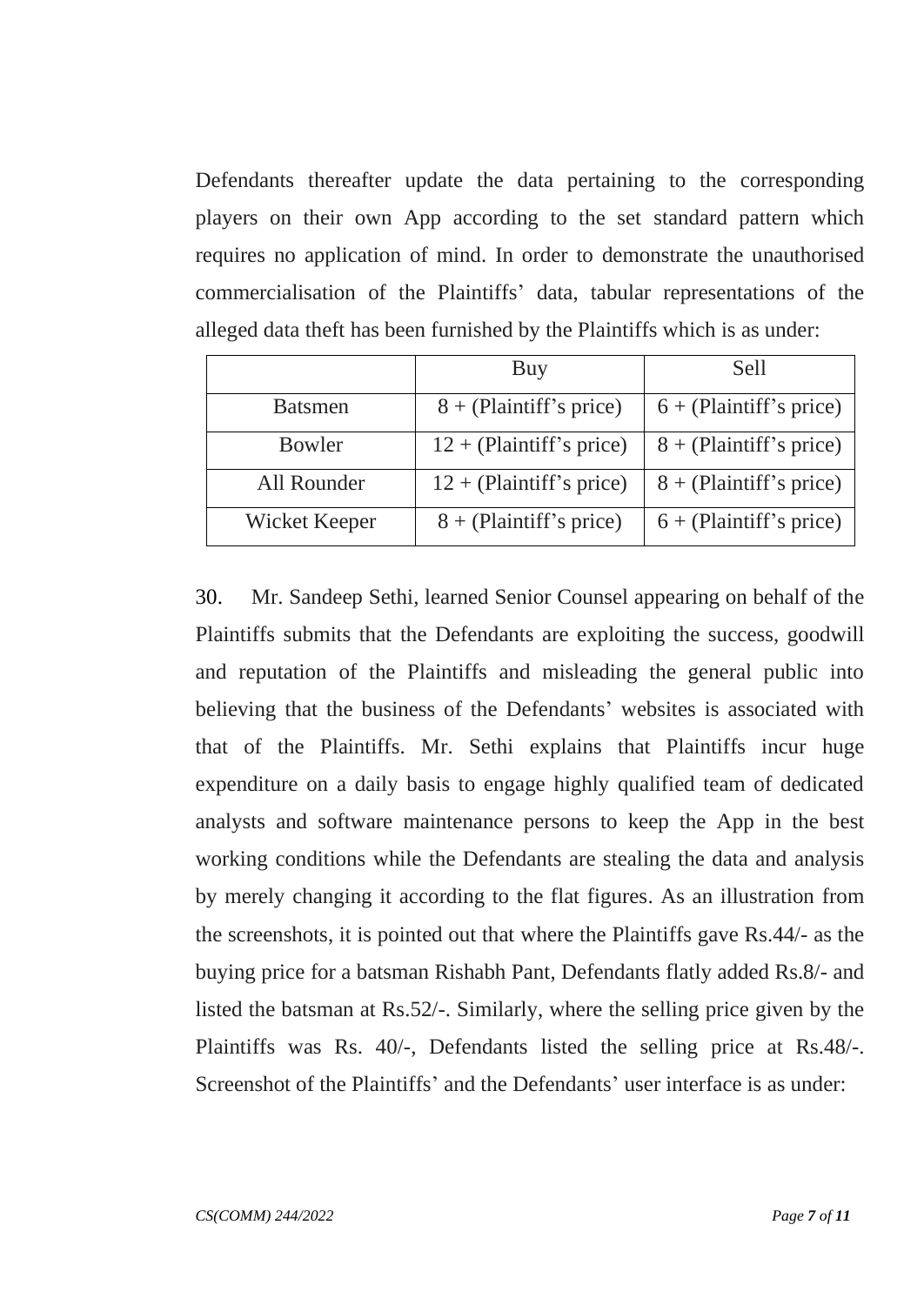Defendants thereafter update the data pertaining to the corresponding players on their own App according to the set standard pattern which requires no application of mind. In order to demonstrate the unauthorised commercialisation of the Plaintiffs' data, tabular representations of the alleged data theft has been furnished by the Plaintiffs which is as under:

| | Buy | Sell |
|---|---|---|
| Batsmen | 8 + (Plaintiff's price) | 6 + (Plaintiff's price) |
| Bowler | 12 + (Plaintiff's price) | 8 + (Plaintiff's price) |
| All Rounder | 12 + (Plaintiff's price) | 8 + (Plaintiff's price) |
| Wicket Keeper | 8 + (Plaintiff's price) | 6 + (Plaintiff's price) |

30. Mr. Sandeep Sethi, learned Senior Counsel appearing on behalf of the Plaintiffs submits that the Defendants are exploiting the success, goodwill and reputation of the Plaintiffs and misleading the general public into believing that the business of the Defendants' websites is associated with that of the Plaintiffs. Mr. Sethi explains that Plaintiffs incur huge expenditure on a daily basis to engage highly qualified team of dedicated analysts and software maintenance persons to keep the App in the best working conditions while the Defendants are stealing the data and analysis by merely changing it according to the flat figures. As an illustration from the screenshots, it is pointed out that where the Plaintiffs gave Rs.44/- as the buying price for a batsman Rishabh Pant, Defendants flatly added Rs.8/- and listed the batsman at Rs.52/-. Similarly, where the selling price given by the Plaintiffs was Rs. 40/-, Defendants listed the selling price at Rs.48/-. Screenshot of the Plaintiffs' and the Defendants' user interface is as under: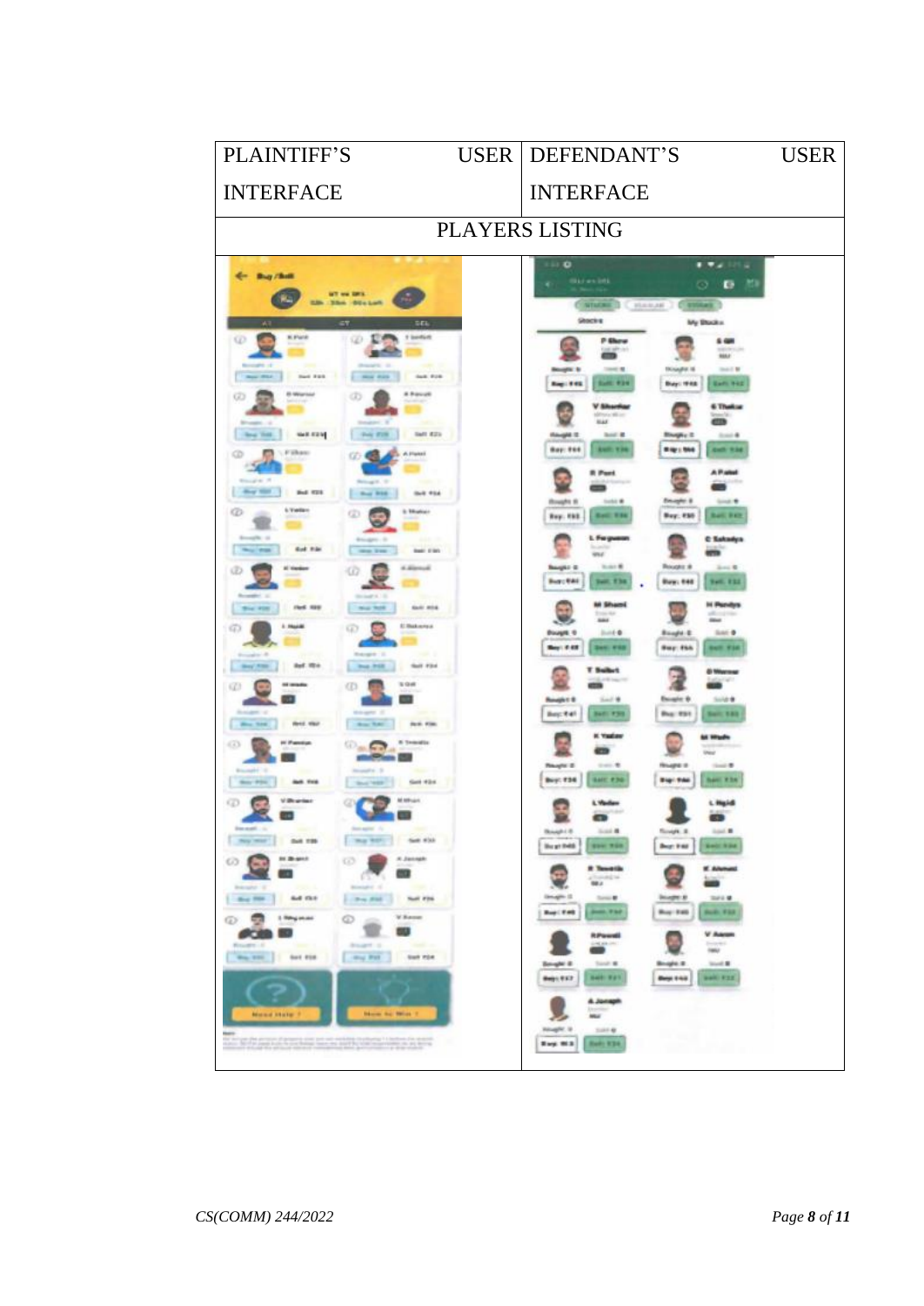| PLAINTIFF'S USER INTERFACE | DEFENDANT'S USER INTERFACE |
|---|---|
| PLAYERS LISTING | |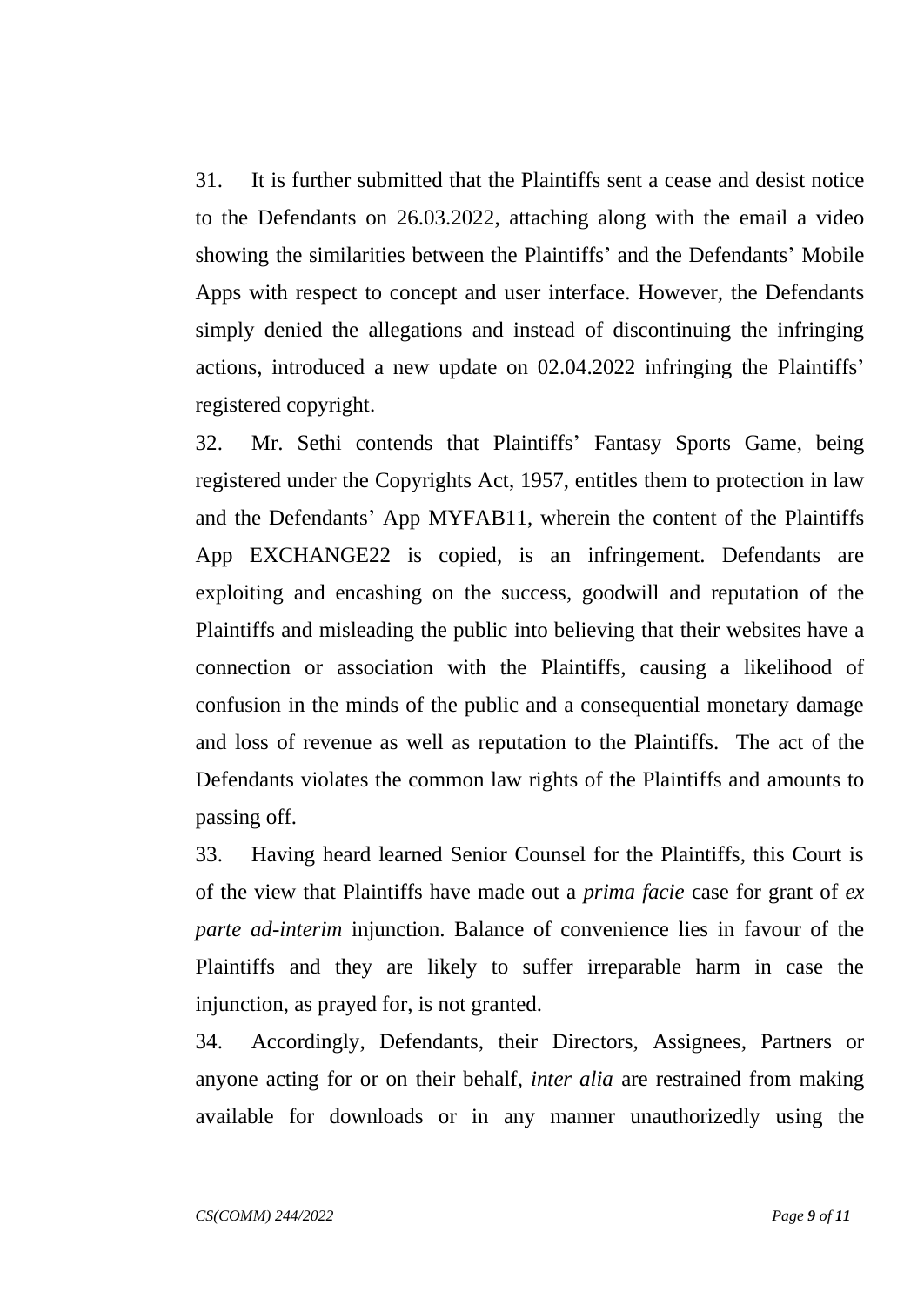31. It is further submitted that the Plaintiffs sent a cease and desist notice to the Defendants on 26.03.2022, attaching along with the email a video showing the similarities between the Plaintiffs' and the Defendants' Mobile Apps with respect to concept and user interface. However, the Defendants simply denied the allegations and instead of discontinuing the infringing actions, introduced a new update on 02.04.2022 infringing the Plaintiffs' registered copyright.

32. Mr. Sethi contends that Plaintiffs' Fantasy Sports Game, being registered under the Copyrights Act, 1957, entitles them to protection in law and the Defendants' App MYFAB11, wherein the content of the Plaintiffs App EXCHANGE22 is copied, is an infringement. Defendants are exploiting and encashing on the success, goodwill and reputation of the Plaintiffs and misleading the public into believing that their websites have a connection or association with the Plaintiffs, causing a likelihood of confusion in the minds of the public and a consequential monetary damage and loss of revenue as well as reputation to the Plaintiffs. The act of the Defendants violates the common law rights of the Plaintiffs and amounts to passing off.

33. Having heard learned Senior Counsel for the Plaintiffs, this Court is of the view that Plaintiffs have made out a *prima facie* case for grant of *ex parte ad-interim* injunction. Balance of convenience lies in favour of the Plaintiffs and they are likely to suffer irreparable harm in case the injunction, as prayed for, is not granted.

34. Accordingly, Defendants, their Directors, Assignees, Partners or anyone acting for or on their behalf, *inter alia* are restrained from making available for downloads or in any manner unauthorizedly using the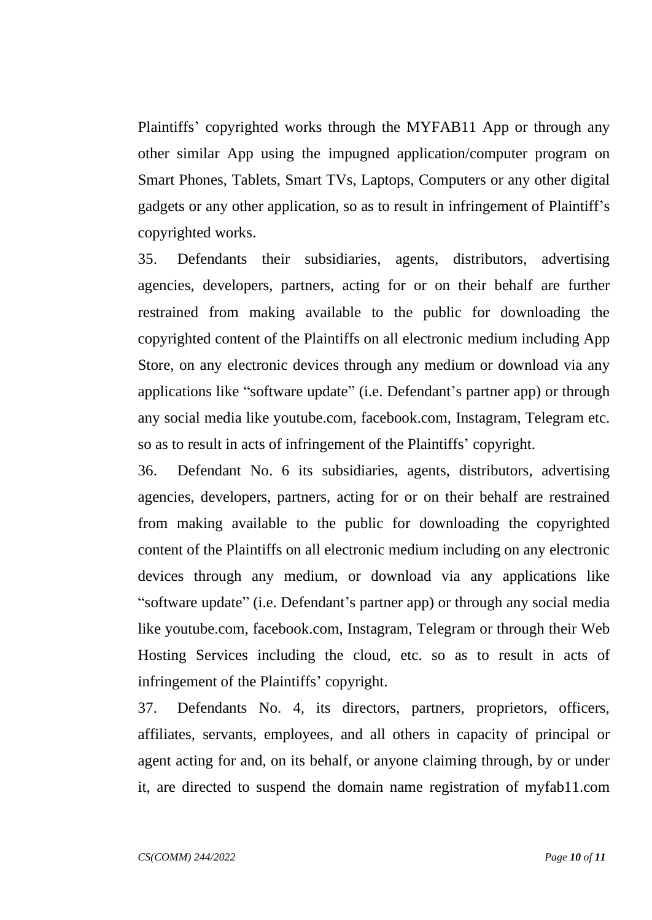Plaintiffs' copyrighted works through the MYFAB11 App or through any other similar App using the impugned application/computer program on Smart Phones, Tablets, Smart TVs, Laptops, Computers or any other digital gadgets or any other application, so as to result in infringement of Plaintiff's copyrighted works.

35. Defendants their subsidiaries, agents, distributors, advertising agencies, developers, partners, acting for or on their behalf are further restrained from making available to the public for downloading the copyrighted content of the Plaintiffs on all electronic medium including App Store, on any electronic devices through any medium or download via any applications like "software update" (i.e. Defendant's partner app) or through any social media like youtube.com, facebook.com, Instagram, Telegram etc. so as to result in acts of infringement of the Plaintiffs' copyright.

36. Defendant No. 6 its subsidiaries, agents, distributors, advertising agencies, developers, partners, acting for or on their behalf are restrained from making available to the public for downloading the copyrighted content of the Plaintiffs on all electronic medium including on any electronic devices through any medium, or download via any applications like "software update" (i.e. Defendant's partner app) or through any social media like youtube.com, facebook.com, Instagram, Telegram or through their Web Hosting Services including the cloud, etc. so as to result in acts of infringement of the Plaintiffs' copyright.

37. Defendants No. 4, its directors, partners, proprietors, officers, affiliates, servants, employees, and all others in capacity of principal or agent acting for and, on its behalf, or anyone claiming through, by or under it, are directed to suspend the domain name registration of myfab11.com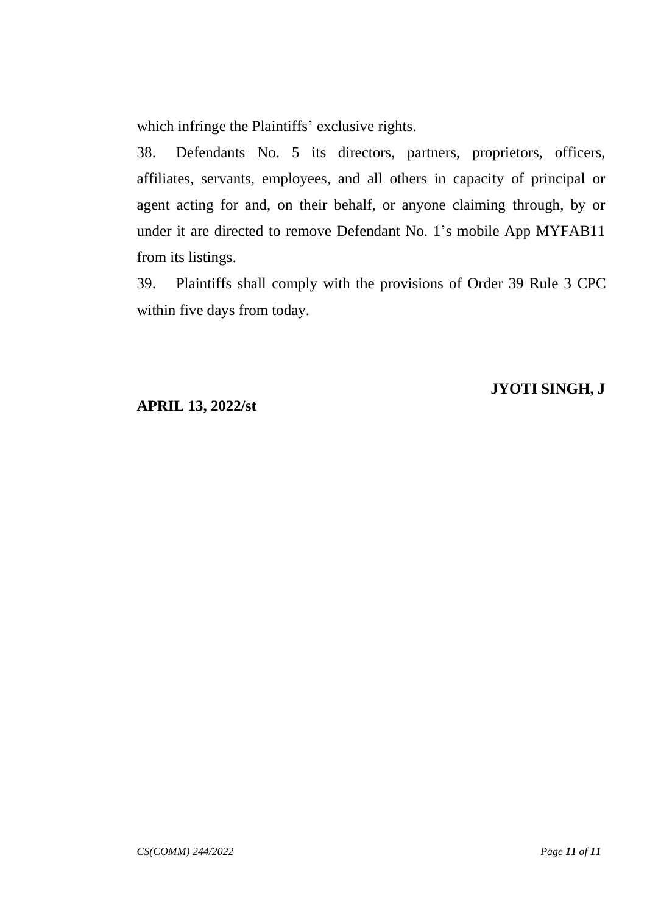which infringe the Plaintiffs' exclusive rights.

38. Defendants No. 5 its directors, partners, proprietors, officers, affiliates, servants, employees, and all others in capacity of principal or agent acting for and, on their behalf, or anyone claiming through, by or under it are directed to remove Defendant No. 1's mobile App MYFAB11 from its listings.

39. Plaintiffs shall comply with the provisions of Order 39 Rule 3 CPC within five days from today.

**JYOTI SINGH, J**

**APRIL 13, 2022/st**